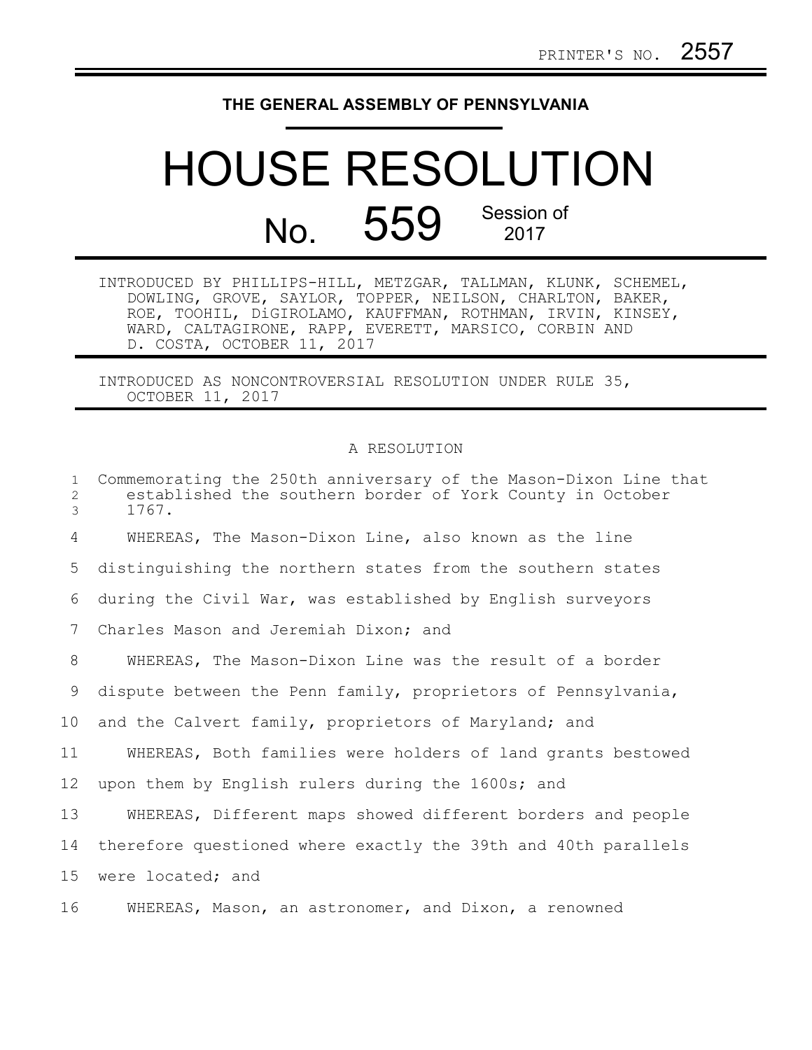PRINTER'S NO. 2557

**THE GENERAL ASSEMBLY OF PENNSYLVANIA**

# HOUSE RESOLUTION

## No. 559 Session of 2017

INTRODUCED BY PHILLIPS-HILL, METZGAR, TALLMAN, KLUNK, SCHEMEL, DOWLING, GROVE, SAYLOR, TOPPER, NEILSON, CHARLTON, BAKER, ROE, TOOHIL, DiGIROLAMO, KAUFFMAN, ROTHMAN, IRVIN, KINSEY, WARD, CALTAGIRONE, RAPP, EVERETT, MARSICO, CORBIN AND D. COSTA, OCTOBER 11, 2017

INTRODUCED AS NONCONTROVERSIAL RESOLUTION UNDER RULE 35, OCTOBER 11, 2017

A RESOLUTION

Commemorating the 250th anniversary of the Mason-Dixon Line that established the southern border of York County in October 1767.

WHEREAS, The Mason-Dixon Line, also known as the line distinguishing the northern states from the southern states during the Civil War, was established by English surveyors Charles Mason and Jeremiah Dixon; and

WHEREAS, The Mason-Dixon Line was the result of a border dispute between the Penn family, proprietors of Pennsylvania, and the Calvert family, proprietors of Maryland; and

WHEREAS, Both families were holders of land grants bestowed upon them by English rulers during the 1600s; and

WHEREAS, Different maps showed different borders and people therefore questioned where exactly the 39th and 40th parallels were located; and

WHEREAS, Mason, an astronomer, and Dixon, a renowned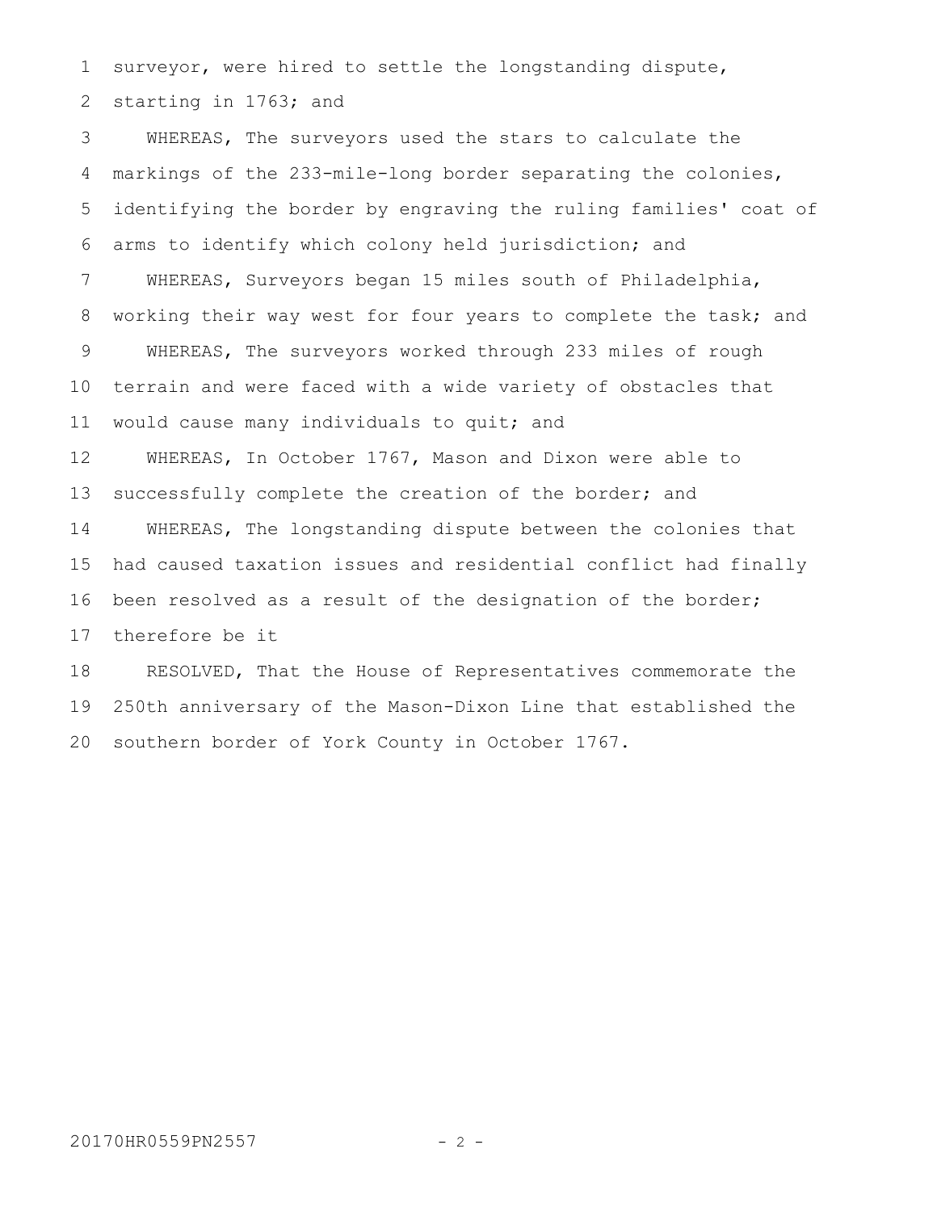surveyor, were hired to settle the longstanding dispute, starting in 1763; and

WHEREAS, The surveyors used the stars to calculate the markings of the 233-mile-long border separating the colonies, identifying the border by engraving the ruling families' coat of arms to identify which colony held jurisdiction; and

WHEREAS, Surveyors began 15 miles south of Philadelphia, working their way west for four years to complete the task; and

WHEREAS, The surveyors worked through 233 miles of rough terrain and were faced with a wide variety of obstacles that would cause many individuals to quit; and

WHEREAS, In October 1767, Mason and Dixon were able to successfully complete the creation of the border; and

WHEREAS, The longstanding dispute between the colonies that had caused taxation issues and residential conflict had finally been resolved as a result of the designation of the border; therefore be it

RESOLVED, That the House of Representatives commemorate the 250th anniversary of the Mason-Dixon Line that established the southern border of York County in October 1767.